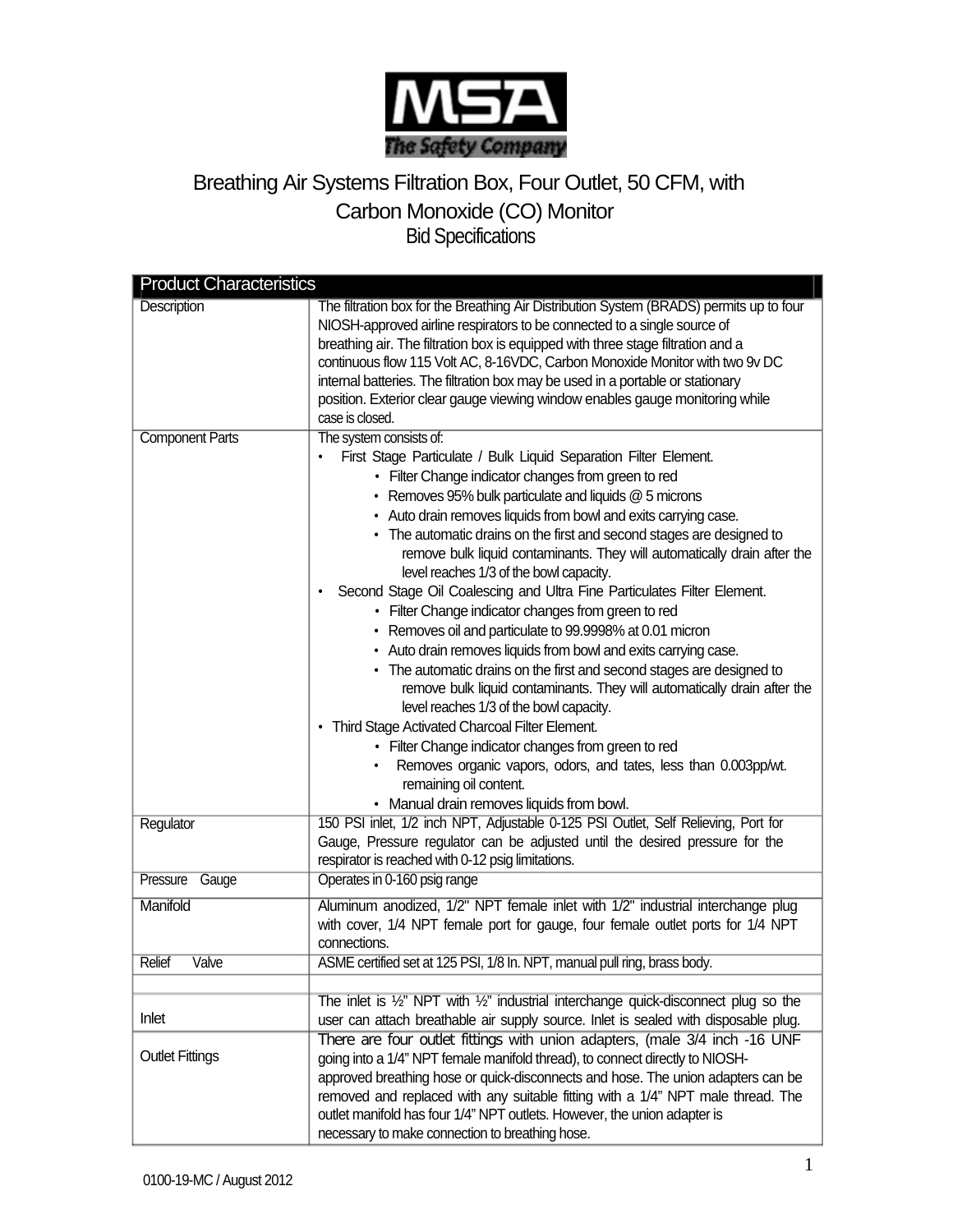# Breathing Air Systems Filtration Box, Four Outlet, 50 CFM, with Carbon Monoxide (CO) Monitor

## Bid Specifications

| Product Characteristics | |
|---|---|
| Description | The filtration box for the Breathing Air Distribution System (BRADS) permits up to four NIOSH-approved airline respirators to be connected to a single source of breathing air. The filtration box is equipped with three stage filtration and a continuous flow 115 Volt AC, 8-16VDC, Carbon Monoxide Monitor with two 9v DC internal batteries. The filtration box may be used in a portable or stationary position. Exterior clear gauge viewing window enables gauge monitoring while case is closed. |
| Component Parts | The system consists of:<br>• First Stage Particulate / Bulk Liquid Separation Filter Element.<br>&nbsp;&nbsp;• Filter Change indicator changes from green to red<br>&nbsp;&nbsp;• Removes 95% bulk particulate and liquids @ 5 microns<br>&nbsp;&nbsp;• Auto drain removes liquids from bowl and exits carrying case.<br>&nbsp;&nbsp;• The automatic drains on the first and second stages are designed to remove bulk liquid contaminants. They will automatically drain after the level reaches 1/3 of the bowl capacity.<br>• Second Stage Oil Coalescing and Ultra Fine Particulates Filter Element.<br>&nbsp;&nbsp;• Filter Change indicator changes from green to red<br>&nbsp;&nbsp;• Removes oil and particulate to 99.9998% at 0.01 micron<br>&nbsp;&nbsp;• Auto drain removes liquids from bowl and exits carrying case.<br>&nbsp;&nbsp;• The automatic drains on the first and second stages are designed to remove bulk liquid contaminants. They will automatically drain after the level reaches 1/3 of the bowl capacity.<br>• Third Stage Activated Charcoal Filter Element.<br>&nbsp;&nbsp;• Filter Change indicator changes from green to red<br>&nbsp;&nbsp;• Removes organic vapors, odors, and tates, less than 0.003pp/wt. remaining oil content.<br>&nbsp;&nbsp;• Manual drain removes liquids from bowl. |
| Regulator | 150 PSI inlet, 1/2 inch NPT, Adjustable 0-125 PSI Outlet, Self Relieving, Port for Gauge, Pressure regulator can be adjusted until the desired pressure for the respirator is reached with 0-12 psig limitations. |
| Pressure Gauge | Operates in 0-160 psig range |
| Manifold | Aluminum anodized, 1/2" NPT female inlet with 1/2" industrial interchange plug with cover, 1/4 NPT female port for gauge, four female outlet ports for 1/4 NPT connections. |
| Relief Valve | ASME certified set at 125 PSI, 1/8 In. NPT, manual pull ring, brass body. |
| | |
| Inlet | The inlet is ½" NPT with ½" industrial interchange quick-disconnect plug so the user can attach breathable air supply source. Inlet is sealed with disposable plug. |
| Outlet Fittings | There are four outlet fittings with union adapters, (male 3/4 inch -16 UNF going into a 1/4" NPT female manifold thread), to connect directly to NIOSH-approved breathing hose or quick-disconnects and hose. The union adapters can be removed and replaced with any suitable fitting with a 1/4" NPT male thread. The outlet manifold has four 1/4" NPT outlets. However, the union adapter is necessary to make connection to breathing hose. |

0100-19-MC / August 2012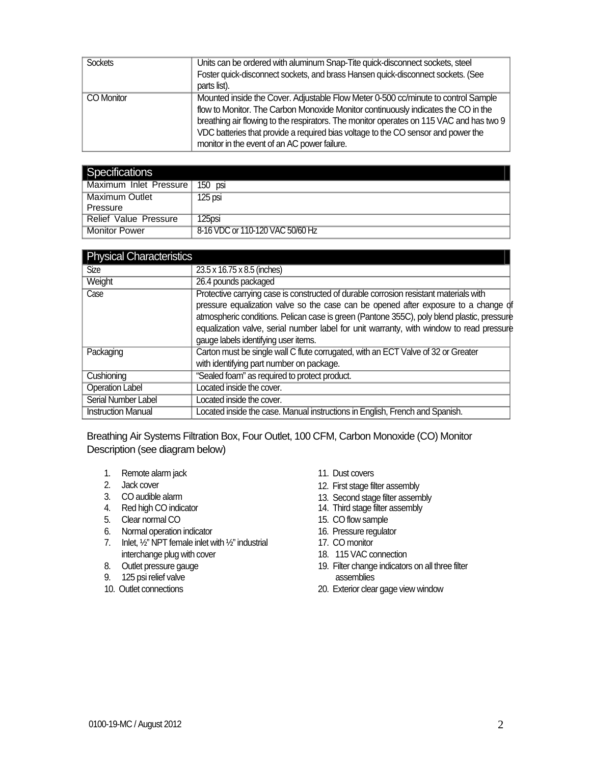| Sockets | Units can be ordered with aluminum Snap-Tite quick-disconnect sockets, steel Foster quick-disconnect sockets, and brass Hansen quick-disconnect sockets. (See parts list). |
|---|---|
| CO Monitor | Mounted inside the Cover. Adjustable Flow Meter 0-500 cc/minute to control Sample flow to Monitor. The Carbon Monoxide Monitor continuously indicates the CO in the breathing air flowing to the respirators. The monitor operates on 115 VAC and has two 9 VDC batteries that provide a required bias voltage to the CO sensor and power the monitor in the event of an AC power failure. |

| Specifications | |
|---|---|
| Maximum Inlet Pressure | 150 psi |
| Maximum Outlet Pressure | 125 psi |
| Relief Value Pressure | 125psi |
| Monitor Power | 8-16 VDC or 110-120 VAC 50/60 Hz |

| Physical Characteristics | |
|---|---|
| Size | 23.5 x 16.75 x 8.5 (inches) |
| Weight | 26.4 pounds packaged |
| Case | Protective carrying case is constructed of durable corrosion resistant materials with pressure equalization valve so the case can be opened after exposure to a change of atmospheric conditions. Pelican case is green (Pantone 355C), poly blend plastic, pressure equalization valve, serial number label for unit warranty, with window to read pressure gauge labels identifying user items. |
| Packaging | Carton must be single wall C flute corrugated, with an ECT Valve of 32 or Greater with identifying part number on package. |
| Cushioning | "Sealed foam" as required to protect product. |
| Operation Label | Located inside the cover. |
| Serial Number Label | Located inside the cover. |
| Instruction Manual | Located inside the case. Manual instructions in English, French and Spanish. |

Breathing Air Systems Filtration Box, Four Outlet, 100 CFM, Carbon Monoxide (CO) Monitor Description (see diagram below)

1. Remote alarm jack
2. Jack cover
3. CO audible alarm
4. Red high CO indicator
5. Clear normal CO
6. Normal operation indicator
7. Inlet, ½" NPT female inlet with ½" industrial interchange plug with cover
8. Outlet pressure gauge
9. 125 psi relief valve
10. Outlet connections
11. Dust covers
12. First stage filter assembly
13. Second stage filter assembly
14. Third stage filter assembly
15. CO flow sample
16. Pressure regulator
17. CO monitor
18. 115 VAC connection
19. Filter change indicators on all three filter assemblies
20. Exterior clear gage view window

0100-19-MC / August 2012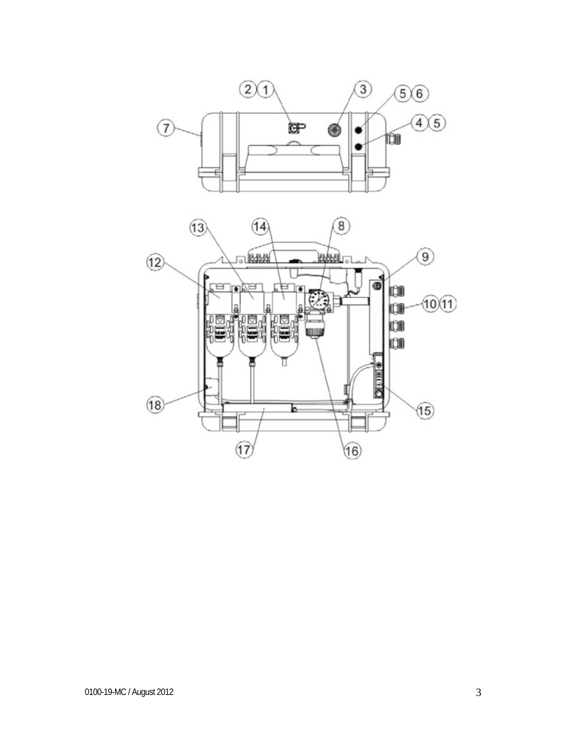2 1
3
5 6
7
4 5
13
14
8
12
9
10 11
18
15
17
16